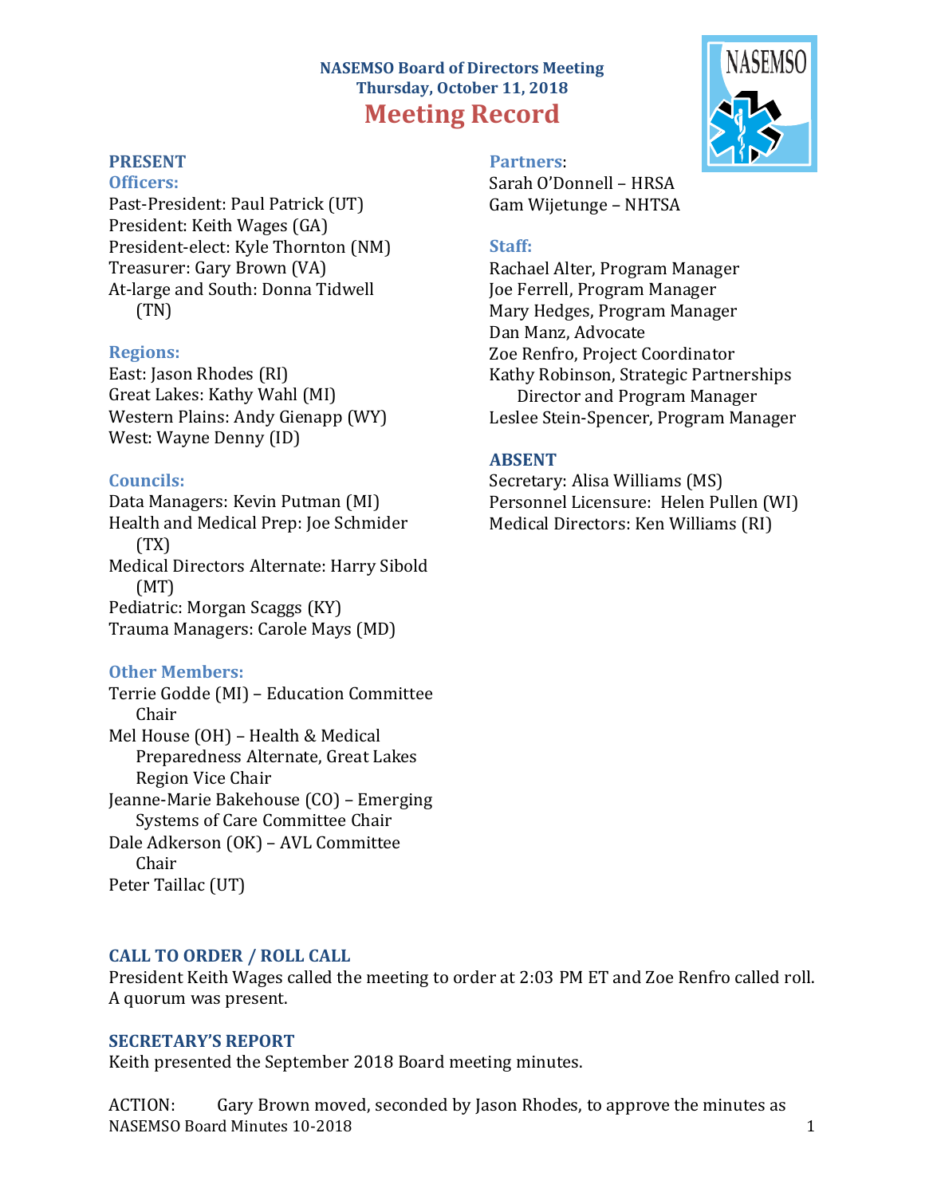# NASEMSO Board of Directors Meeting
## Thursday, October 11, 2018
# Meeting Record

## PRESENT

### Officers:
Past-President: Paul Patrick (UT)
President: Keith Wages (GA)
President-elect: Kyle Thornton (NM)
Treasurer: Gary Brown (VA)
At-large and South: Donna Tidwell (TN)

### Regions:
East: Jason Rhodes (RI)
Great Lakes: Kathy Wahl (MI)
Western Plains: Andy Gienapp (WY)
West: Wayne Denny (ID)

### Councils:
Data Managers: Kevin Putman (MI)
Health and Medical Prep: Joe Schmider (TX)
Medical Directors Alternate: Harry Sibold (MT)
Pediatric: Morgan Scaggs (KY)
Trauma Managers: Carole Mays (MD)

### Other Members:
Terrie Godde (MI) – Education Committee Chair
Mel House (OH) – Health & Medical Preparedness Alternate, Great Lakes Region Vice Chair
Jeanne-Marie Bakehouse (CO) – Emerging Systems of Care Committee Chair
Dale Adkerson (OK) – AVL Committee Chair
Peter Taillac (UT)

### Partners:
Sarah O'Donnell – HRSA
Gam Wijetunge – NHTSA

### Staff:
Rachael Alter, Program Manager
Joe Ferrell, Program Manager
Mary Hedges, Program Manager
Dan Manz, Advocate
Zoe Renfro, Project Coordinator
Kathy Robinson, Strategic Partnerships Director and Program Manager
Leslee Stein-Spencer, Program Manager

## ABSENT
Secretary: Alisa Williams (MS)
Personnel Licensure: Helen Pullen (WI)
Medical Directors: Ken Williams (RI)

## CALL TO ORDER / ROLL CALL
President Keith Wages called the meeting to order at 2:03 PM ET and Zoe Renfro called roll. A quorum was present.

## SECRETARY'S REPORT
Keith presented the September 2018 Board meeting minutes.

ACTION: Gary Brown moved, seconded by Jason Rhodes, to approve the minutes as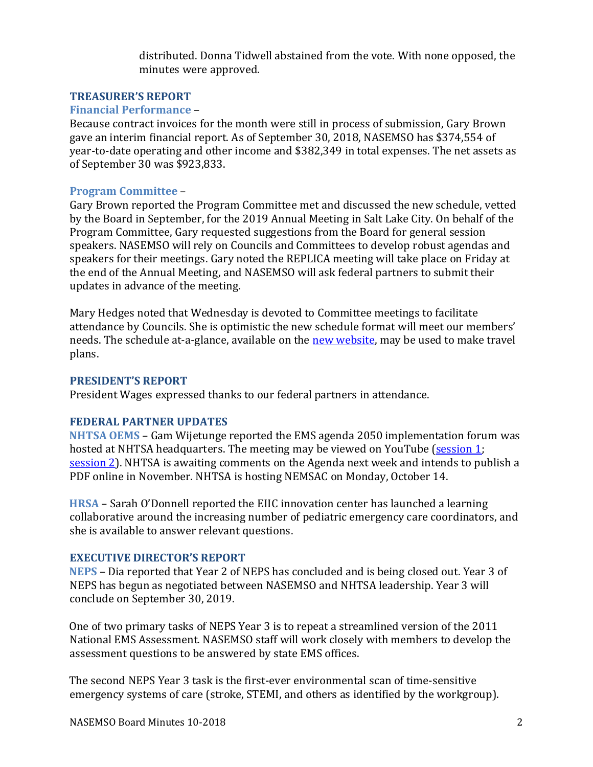distributed. Donna Tidwell abstained from the vote. With none opposed, the minutes were approved.

## TREASURER'S REPORT

### Financial Performance –

Because contract invoices for the month were still in process of submission, Gary Brown gave an interim financial report. As of September 30, 2018, NASEMSO has $374,554 of year-to-date operating and other income and $382,349 in total expenses. The net assets as of September 30 was $923,833.

### Program Committee –

Gary Brown reported the Program Committee met and discussed the new schedule, vetted by the Board in September, for the 2019 Annual Meeting in Salt Lake City. On behalf of the Program Committee, Gary requested suggestions from the Board for general session speakers. NASEMSO will rely on Councils and Committees to develop robust agendas and speakers for their meetings. Gary noted the REPLICA meeting will take place on Friday at the end of the Annual Meeting, and NASEMSO will ask federal partners to submit their updates in advance of the meeting.

Mary Hedges noted that Wednesday is devoted to Committee meetings to facilitate attendance by Councils. She is optimistic the new schedule format will meet our members' needs. The schedule at-a-glance, available on the new website, may be used to make travel plans.

## PRESIDENT'S REPORT

President Wages expressed thanks to our federal partners in attendance.

## FEDERAL PARTNER UPDATES

**NHTSA OEMS** – Gam Wijetunge reported the EMS agenda 2050 implementation forum was hosted at NHTSA headquarters. The meeting may be viewed on YouTube (session 1; session 2). NHTSA is awaiting comments on the Agenda next week and intends to publish a PDF online in November. NHTSA is hosting NEMSAC on Monday, October 14.

**HRSA** – Sarah O'Donnell reported the EIIC innovation center has launched a learning collaborative around the increasing number of pediatric emergency care coordinators, and she is available to answer relevant questions.

## EXECUTIVE DIRECTOR'S REPORT

**NEPS** – Dia reported that Year 2 of NEPS has concluded and is being closed out. Year 3 of NEPS has begun as negotiated between NASEMSO and NHTSA leadership. Year 3 will conclude on September 30, 2019.

One of two primary tasks of NEPS Year 3 is to repeat a streamlined version of the 2011 National EMS Assessment. NASEMSO staff will work closely with members to develop the assessment questions to be answered by state EMS offices.

The second NEPS Year 3 task is the first-ever environmental scan of time-sensitive emergency systems of care (stroke, STEMI, and others as identified by the workgroup).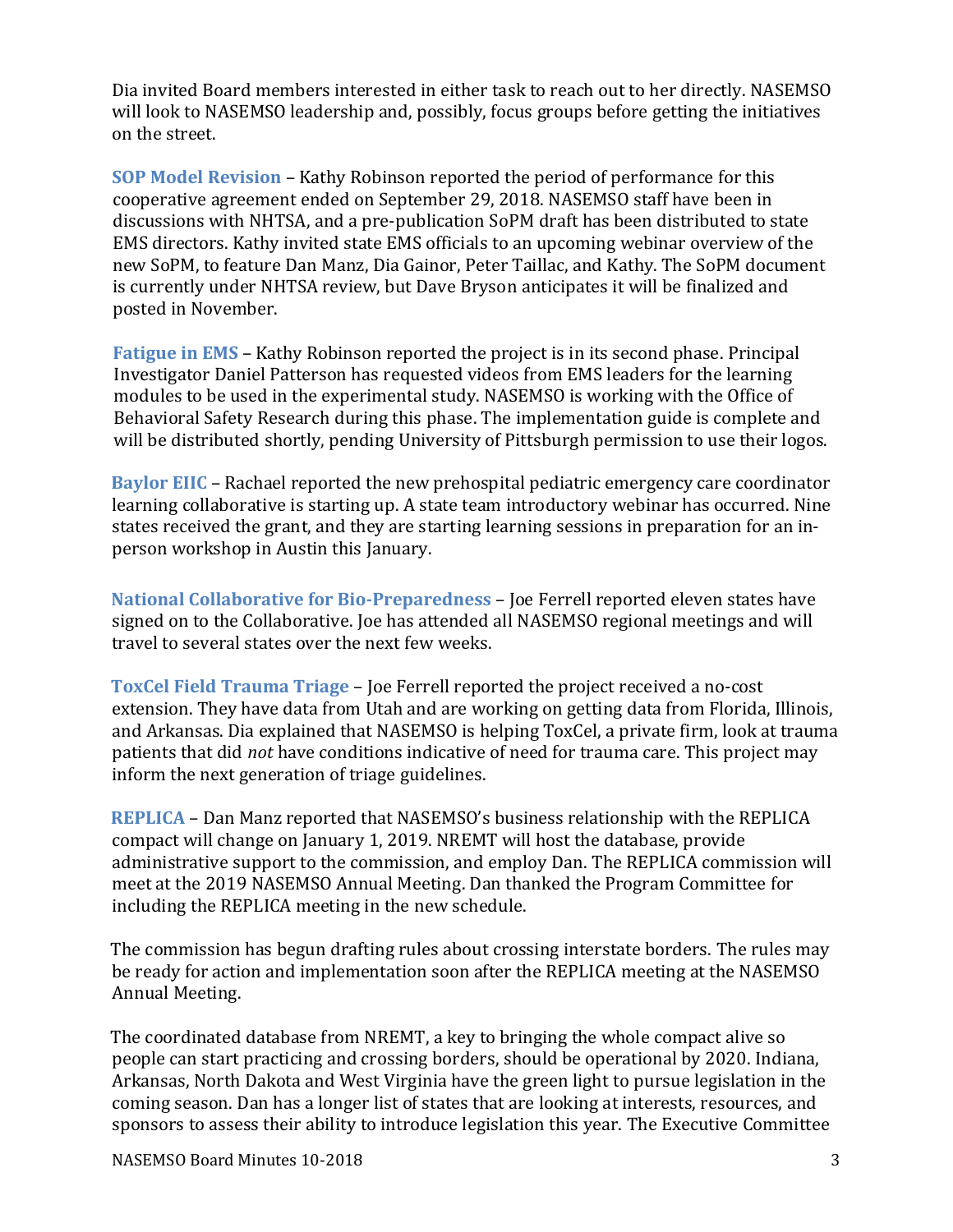Dia invited Board members interested in either task to reach out to her directly. NASEMSO will look to NASEMSO leadership and, possibly, focus groups before getting the initiatives on the street.

**SOP Model Revision** – Kathy Robinson reported the period of performance for this cooperative agreement ended on September 29, 2018. NASEMSO staff have been in discussions with NHTSA, and a pre-publication SoPM draft has been distributed to state EMS directors. Kathy invited state EMS officials to an upcoming webinar overview of the new SoPM, to feature Dan Manz, Dia Gainor, Peter Taillac, and Kathy. The SoPM document is currently under NHTSA review, but Dave Bryson anticipates it will be finalized and posted in November.

**Fatigue in EMS** – Kathy Robinson reported the project is in its second phase. Principal Investigator Daniel Patterson has requested videos from EMS leaders for the learning modules to be used in the experimental study. NASEMSO is working with the Office of Behavioral Safety Research during this phase. The implementation guide is complete and will be distributed shortly, pending University of Pittsburgh permission to use their logos.

**Baylor EIIC** – Rachael reported the new prehospital pediatric emergency care coordinator learning collaborative is starting up. A state team introductory webinar has occurred. Nine states received the grant, and they are starting learning sessions in preparation for an in-person workshop in Austin this January.

**National Collaborative for Bio-Preparedness** – Joe Ferrell reported eleven states have signed on to the Collaborative. Joe has attended all NASEMSO regional meetings and will travel to several states over the next few weeks.

**ToxCel Field Trauma Triage** – Joe Ferrell reported the project received a no-cost extension. They have data from Utah and are working on getting data from Florida, Illinois, and Arkansas. Dia explained that NASEMSO is helping ToxCel, a private firm, look at trauma patients that did *not* have conditions indicative of need for trauma care. This project may inform the next generation of triage guidelines.

**REPLICA** – Dan Manz reported that NASEMSO's business relationship with the REPLICA compact will change on January 1, 2019. NREMT will host the database, provide administrative support to the commission, and employ Dan. The REPLICA commission will meet at the 2019 NASEMSO Annual Meeting. Dan thanked the Program Committee for including the REPLICA meeting in the new schedule.

The commission has begun drafting rules about crossing interstate borders. The rules may be ready for action and implementation soon after the REPLICA meeting at the NASEMSO Annual Meeting.

The coordinated database from NREMT, a key to bringing the whole compact alive so people can start practicing and crossing borders, should be operational by 2020. Indiana, Arkansas, North Dakota and West Virginia have the green light to pursue legislation in the coming season. Dan has a longer list of states that are looking at interests, resources, and sponsors to assess their ability to introduce legislation this year. The Executive Committee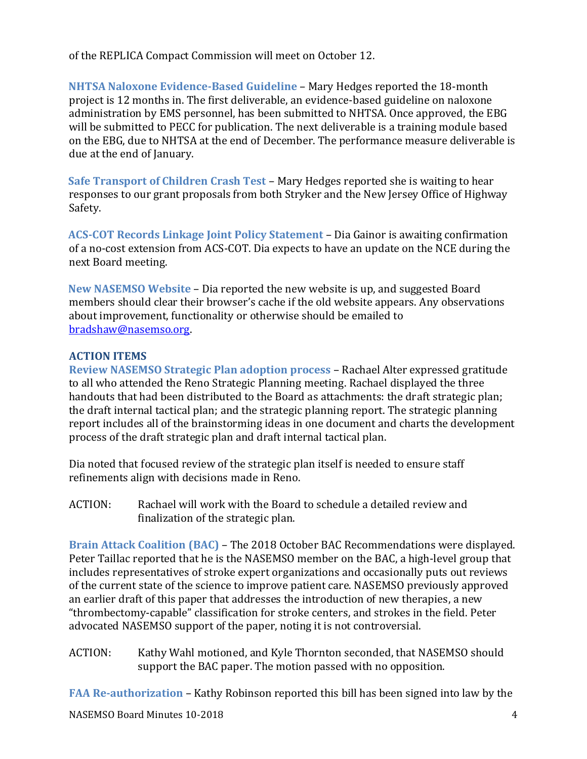of the REPLICA Compact Commission will meet on October 12.

**NHTSA Naloxone Evidence-Based Guideline** – Mary Hedges reported the 18-month project is 12 months in. The first deliverable, an evidence-based guideline on naloxone administration by EMS personnel, has been submitted to NHTSA. Once approved, the EBG will be submitted to PECC for publication. The next deliverable is a training module based on the EBG, due to NHTSA at the end of December. The performance measure deliverable is due at the end of January.

**Safe Transport of Children Crash Test** – Mary Hedges reported she is waiting to hear responses to our grant proposals from both Stryker and the New Jersey Office of Highway Safety.

**ACS-COT Records Linkage Joint Policy Statement** – Dia Gainor is awaiting confirmation of a no-cost extension from ACS-COT. Dia expects to have an update on the NCE during the next Board meeting.

**New NASEMSO Website** – Dia reported the new website is up, and suggested Board members should clear their browser's cache if the old website appears. Any observations about improvement, functionality or otherwise should be emailed to bradshaw@nasemso.org.

## ACTION ITEMS

**Review NASEMSO Strategic Plan adoption process** – Rachael Alter expressed gratitude to all who attended the Reno Strategic Planning meeting. Rachael displayed the three handouts that had been distributed to the Board as attachments: the draft strategic plan; the draft internal tactical plan; and the strategic planning report. The strategic planning report includes all of the brainstorming ideas in one document and charts the development process of the draft strategic plan and draft internal tactical plan.

Dia noted that focused review of the strategic plan itself is needed to ensure staff refinements align with decisions made in Reno.

ACTION: Rachael will work with the Board to schedule a detailed review and finalization of the strategic plan.

**Brain Attack Coalition (BAC)** – The 2018 October BAC Recommendations were displayed. Peter Taillac reported that he is the NASEMSO member on the BAC, a high-level group that includes representatives of stroke expert organizations and occasionally puts out reviews of the current state of the science to improve patient care. NASEMSO previously approved an earlier draft of this paper that addresses the introduction of new therapies, a new "thrombectomy-capable" classification for stroke centers, and strokes in the field. Peter advocated NASEMSO support of the paper, noting it is not controversial.

ACTION: Kathy Wahl motioned, and Kyle Thornton seconded, that NASEMSO should support the BAC paper. The motion passed with no opposition.

**FAA Re-authorization** – Kathy Robinson reported this bill has been signed into law by the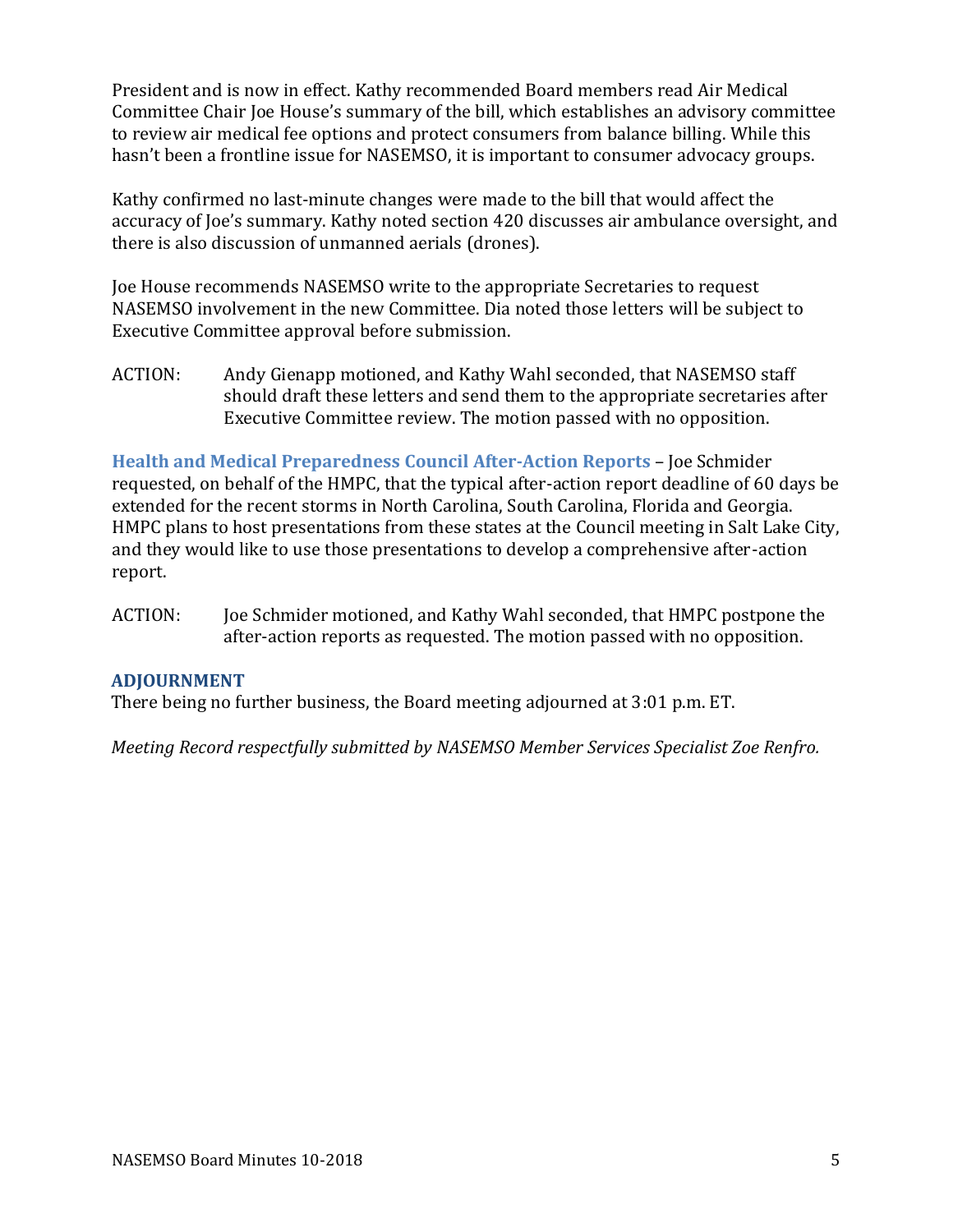President and is now in effect. Kathy recommended Board members read Air Medical Committee Chair Joe House's summary of the bill, which establishes an advisory committee to review air medical fee options and protect consumers from balance billing. While this hasn't been a frontline issue for NASEMSO, it is important to consumer advocacy groups.

Kathy confirmed no last-minute changes were made to the bill that would affect the accuracy of Joe's summary. Kathy noted section 420 discusses air ambulance oversight, and there is also discussion of unmanned aerials (drones).

Joe House recommends NASEMSO write to the appropriate Secretaries to request NASEMSO involvement in the new Committee. Dia noted those letters will be subject to Executive Committee approval before submission.

ACTION: Andy Gienapp motioned, and Kathy Wahl seconded, that NASEMSO staff should draft these letters and send them to the appropriate secretaries after Executive Committee review. The motion passed with no opposition.

**Health and Medical Preparedness Council After-Action Reports** – Joe Schmider requested, on behalf of the HMPC, that the typical after-action report deadline of 60 days be extended for the recent storms in North Carolina, South Carolina, Florida and Georgia. HMPC plans to host presentations from these states at the Council meeting in Salt Lake City, and they would like to use those presentations to develop a comprehensive after-action report.

ACTION: Joe Schmider motioned, and Kathy Wahl seconded, that HMPC postpone the after-action reports as requested. The motion passed with no opposition.

## ADJOURNMENT

There being no further business, the Board meeting adjourned at 3:01 p.m. ET.

*Meeting Record respectfully submitted by NASEMSO Member Services Specialist Zoe Renfro.*